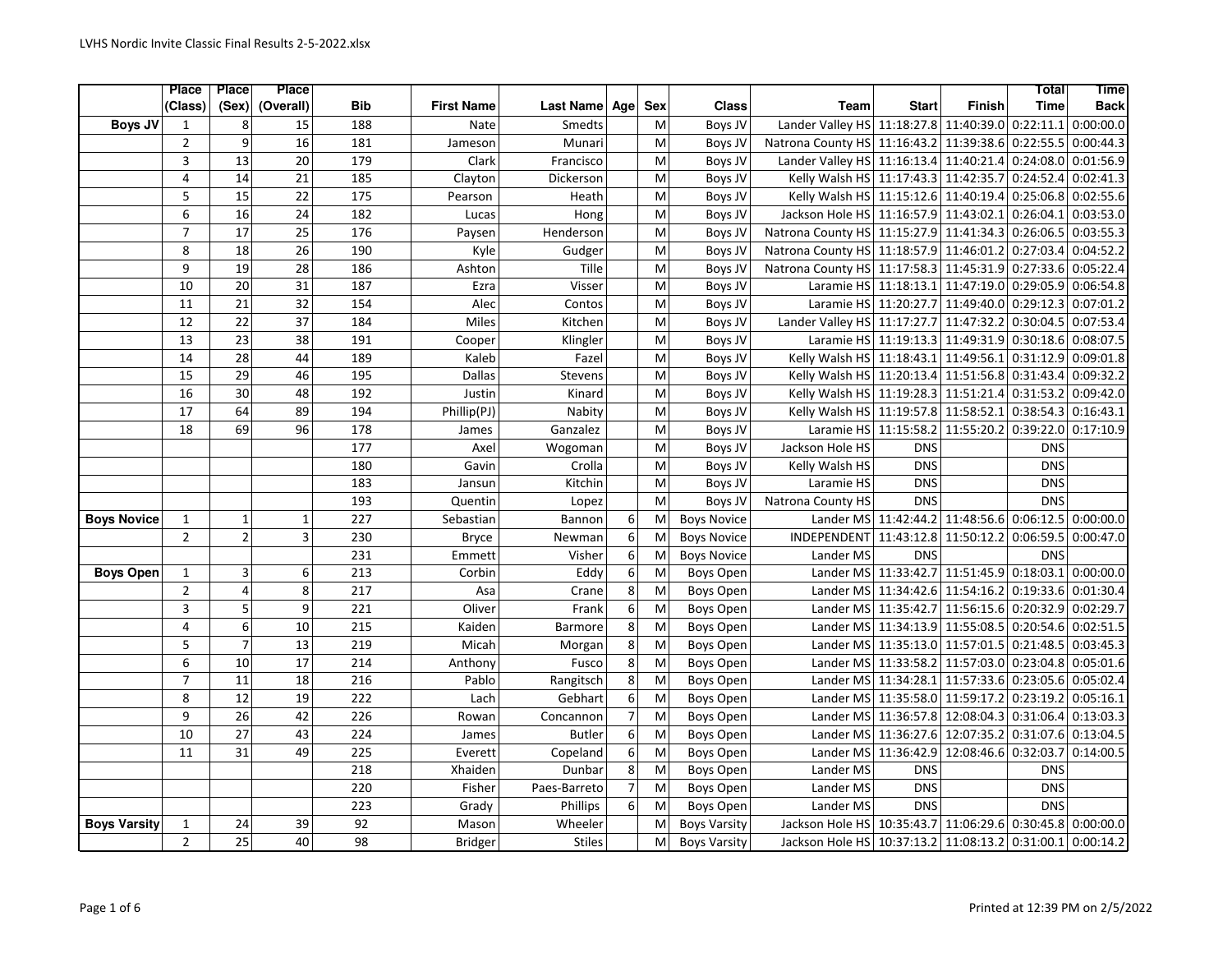|  | Place (Class) | Place (Sex) | Place (Overall) | Bib | First Name | Last Name | Age | Sex | Class | Team | Start | Finish | Total Time | Time Back |
|---|---|---|---|---|---|---|---|---|---|---|---|---|---|---|
| **Boys JV** | 1 | 8 | 15 | 188 | Nate | Smedts |  | M | Boys JV | Lander Valley HS | 11:18:27.8 | 11:40:39.0 | 0:22:11.1 | 0:00:00.0 |
|  | 2 | 9 | 16 | 181 | Jameson | Munari |  | M | Boys JV | Natrona County HS | 11:16:43.2 | 11:39:38.6 | 0:22:55.5 | 0:00:44.3 |
|  | 3 | 13 | 20 | 179 | Clark | Francisco |  | M | Boys JV | Lander Valley HS | 11:16:13.4 | 11:40:21.4 | 0:24:08.0 | 0:01:56.9 |
|  | 4 | 14 | 21 | 185 | Clayton | Dickerson |  | M | Boys JV | Kelly Walsh HS | 11:17:43.3 | 11:42:35.7 | 0:24:52.4 | 0:02:41.3 |
|  | 5 | 15 | 22 | 175 | Pearson | Heath |  | M | Boys JV | Kelly Walsh HS | 11:15:12.6 | 11:40:19.4 | 0:25:06.8 | 0:02:55.6 |
|  | 6 | 16 | 24 | 182 | Lucas | Hong |  | M | Boys JV | Jackson Hole HS | 11:16:57.9 | 11:43:02.1 | 0:26:04.1 | 0:03:53.0 |
|  | 7 | 17 | 25 | 176 | Paysen | Henderson |  | M | Boys JV | Natrona County HS | 11:15:27.9 | 11:41:34.3 | 0:26:06.5 | 0:03:55.3 |
|  | 8 | 18 | 26 | 190 | Kyle | Gudger |  | M | Boys JV | Natrona County HS | 11:18:57.9 | 11:46:01.2 | 0:27:03.4 | 0:04:52.2 |
|  | 9 | 19 | 28 | 186 | Ashton | Tille |  | M | Boys JV | Natrona County HS | 11:17:58.3 | 11:45:31.9 | 0:27:33.6 | 0:05:22.4 |
|  | 10 | 20 | 31 | 187 | Ezra | Visser |  | M | Boys JV | Laramie HS | 11:18:13.1 | 11:47:19.0 | 0:29:05.9 | 0:06:54.8 |
|  | 11 | 21 | 32 | 154 | Alec | Contos |  | M | Boys JV | Laramie HS | 11:20:27.7 | 11:49:40.0 | 0:29:12.3 | 0:07:01.2 |
|  | 12 | 22 | 37 | 184 | Miles | Kitchen |  | M | Boys JV | Lander Valley HS | 11:17:27.7 | 11:47:32.2 | 0:30:04.5 | 0:07:53.4 |
|  | 13 | 23 | 38 | 191 | Cooper | Klingler |  | M | Boys JV | Laramie HS | 11:19:13.3 | 11:49:31.9 | 0:30:18.6 | 0:08:07.5 |
|  | 14 | 28 | 44 | 189 | Kaleb | Fazel |  | M | Boys JV | Kelly Walsh HS | 11:18:43.1 | 11:49:56.1 | 0:31:12.9 | 0:09:01.8 |
|  | 15 | 29 | 46 | 195 | Dallas | Stevens |  | M | Boys JV | Kelly Walsh HS | 11:20:13.4 | 11:51:56.8 | 0:31:43.4 | 0:09:32.2 |
|  | 16 | 30 | 48 | 192 | Justin | Kinard |  | M | Boys JV | Kelly Walsh HS | 11:19:28.3 | 11:51:21.4 | 0:31:53.2 | 0:09:42.0 |
|  | 17 | 64 | 89 | 194 | Phillip(PJ) | Nabity |  | M | Boys JV | Kelly Walsh HS | 11:19:57.8 | 11:58:52.1 | 0:38:54.3 | 0:16:43.1 |
|  | 18 | 69 | 96 | 178 | James | Ganzalez |  | M | Boys JV | Laramie HS | 11:15:58.2 | 11:55:20.2 | 0:39:22.0 | 0:17:10.9 |
|  |  |  |  | 177 | Axel | Wogoman |  | M | Boys JV | Jackson Hole HS | DNS |  | DNS |  |
|  |  |  |  | 180 | Gavin | Crolla |  | M | Boys JV | Kelly Walsh HS | DNS |  | DNS |  |
|  |  |  |  | 183 | Jansun | Kitchin |  | M | Boys JV | Laramie HS | DNS |  | DNS |  |
|  |  |  |  | 193 | Quentin | Lopez |  | M | Boys JV | Natrona County HS | DNS |  | DNS |  |
| **Boys Novice** | 1 | 1 | 1 | 227 | Sebastian | Bannon | 6 | M | Boys Novice | Lander MS | 11:42:44.2 | 11:48:56.6 | 0:06:12.5 | 0:00:00.0 |
|  | 2 | 2 | 3 | 230 | Bryce | Newman | 6 | M | Boys Novice | INDEPENDENT | 11:43:12.8 | 11:50:12.2 | 0:06:59.5 | 0:00:47.0 |
|  |  |  |  | 231 | Emmett | Visher | 6 | M | Boys Novice | Lander MS | DNS |  | DNS |  |
| **Boys Open** | 1 | 3 | 6 | 213 | Corbin | Eddy | 6 | M | Boys Open | Lander MS | 11:33:42.7 | 11:51:45.9 | 0:18:03.1 | 0:00:00.0 |
|  | 2 | 4 | 8 | 217 | Asa | Crane | 8 | M | Boys Open | Lander MS | 11:34:42.6 | 11:54:16.2 | 0:19:33.6 | 0:01:30.4 |
|  | 3 | 5 | 9 | 221 | Oliver | Frank | 6 | M | Boys Open | Lander MS | 11:35:42.7 | 11:56:15.6 | 0:20:32.9 | 0:02:29.7 |
|  | 4 | 6 | 10 | 215 | Kaiden | Barmore | 8 | M | Boys Open | Lander MS | 11:34:13.9 | 11:55:08.5 | 0:20:54.6 | 0:02:51.5 |
|  | 5 | 7 | 13 | 219 | Micah | Morgan | 8 | M | Boys Open | Lander MS | 11:35:13.0 | 11:57:01.5 | 0:21:48.5 | 0:03:45.3 |
|  | 6 | 10 | 17 | 214 | Anthony | Fusco | 8 | M | Boys Open | Lander MS | 11:33:58.2 | 11:57:03.0 | 0:23:04.8 | 0:05:01.6 |
|  | 7 | 11 | 18 | 216 | Pablo | Rangitsch | 8 | M | Boys Open | Lander MS | 11:34:28.1 | 11:57:33.6 | 0:23:05.6 | 0:05:02.4 |
|  | 8 | 12 | 19 | 222 | Lach | Gebhart | 6 | M | Boys Open | Lander MS | 11:35:58.0 | 11:59:17.2 | 0:23:19.2 | 0:05:16.1 |
|  | 9 | 26 | 42 | 226 | Rowan | Concannon | 7 | M | Boys Open | Lander MS | 11:36:57.8 | 12:08:04.3 | 0:31:06.4 | 0:13:03.3 |
|  | 10 | 27 | 43 | 224 | James | Butler | 6 | M | Boys Open | Lander MS | 11:36:27.6 | 12:07:35.2 | 0:31:07.6 | 0:13:04.5 |
|  | 11 | 31 | 49 | 225 | Everett | Copeland | 6 | M | Boys Open | Lander MS | 11:36:42.9 | 12:08:46.6 | 0:32:03.7 | 0:14:00.5 |
|  |  |  |  | 218 | Xhaiden | Dunbar | 8 | M | Boys Open | Lander MS | DNS |  | DNS |  |
|  |  |  |  | 220 | Fisher | Paes-Barreto | 7 | M | Boys Open | Lander MS | DNS |  | DNS |  |
|  |  |  |  | 223 | Grady | Phillips | 6 | M | Boys Open | Lander MS | DNS |  | DNS |  |
| **Boys Varsity** | 1 | 24 | 39 | 92 | Mason | Wheeler |  | M | Boys Varsity | Jackson Hole HS | 10:35:43.7 | 11:06:29.6 | 0:30:45.8 | 0:00:00.0 |
|  | 2 | 25 | 40 | 98 | Bridger | Stiles |  | M | Boys Varsity | Jackson Hole HS | 10:37:13.2 | 11:08:13.2 | 0:31:00.1 | 0:00:14.2 |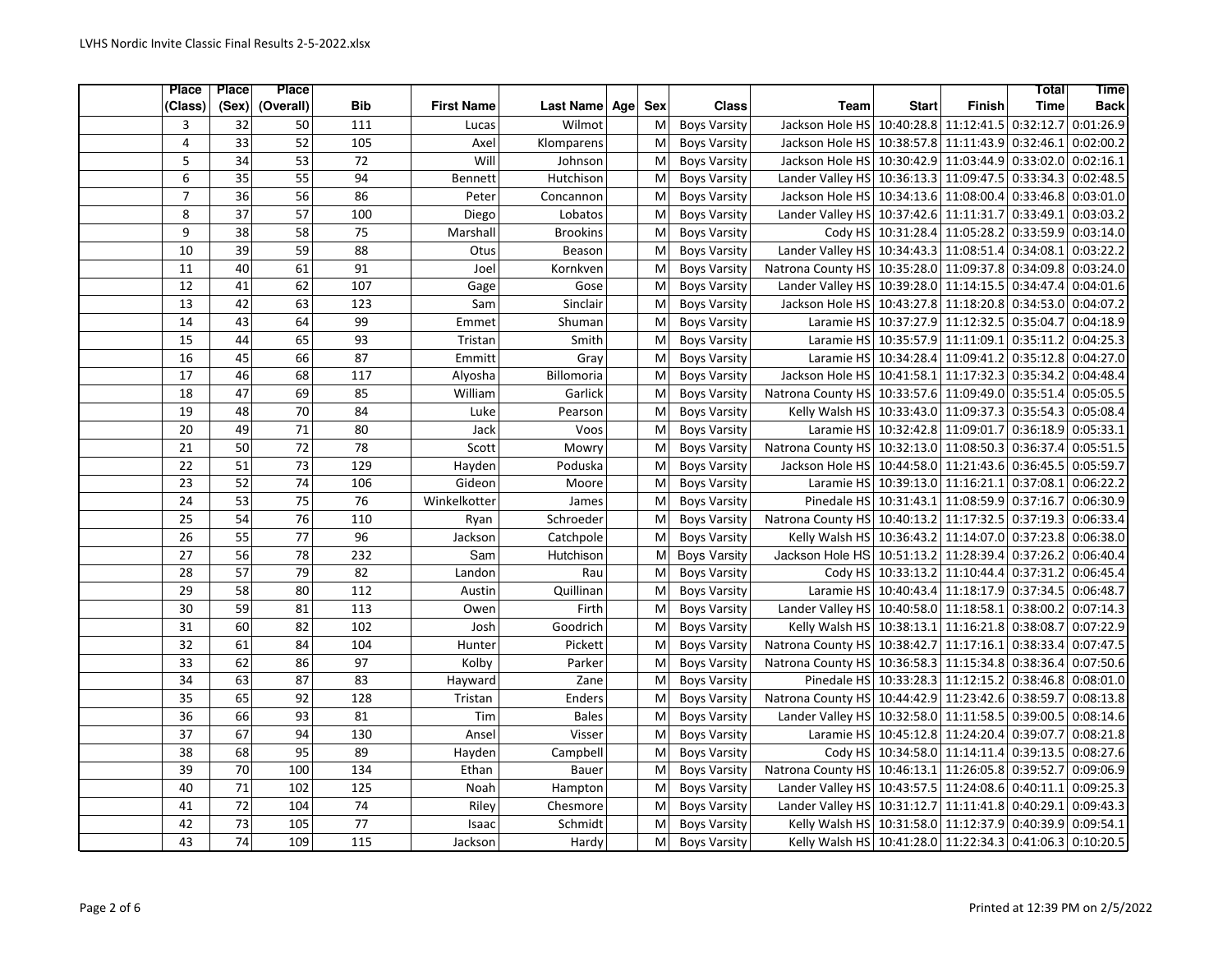| Place (Class) | Place (Sex) | Place (Overall) | Bib | First Name | Last Name | Age | Sex | Class | Team | Start | Finish | Total Time | Time Back |
|---|---|---|---|---|---|---|---|---|---|---|---|---|---|
| 3 | 32 | 50 | 111 | Lucas | Wilmot | | M | Boys Varsity | Jackson Hole HS | 10:40:28.8 | 11:12:41.5 | 0:32:12.7 | 0:01:26.9 |
| 4 | 33 | 52 | 105 | Axel | Klomparens | | M | Boys Varsity | Jackson Hole HS | 10:38:57.8 | 11:11:43.9 | 0:32:46.1 | 0:02:00.2 |
| 5 | 34 | 53 | 72 | Will | Johnson | | M | Boys Varsity | Jackson Hole HS | 10:30:42.9 | 11:03:44.9 | 0:33:02.0 | 0:02:16.1 |
| 6 | 35 | 55 | 94 | Bennett | Hutchison | | M | Boys Varsity | Lander Valley HS | 10:36:13.3 | 11:09:47.5 | 0:33:34.3 | 0:02:48.5 |
| 7 | 36 | 56 | 86 | Peter | Concannon | | M | Boys Varsity | Jackson Hole HS | 10:34:13.6 | 11:08:00.4 | 0:33:46.8 | 0:03:01.0 |
| 8 | 37 | 57 | 100 | Diego | Lobatos | | M | Boys Varsity | Lander Valley HS | 10:37:42.6 | 11:11:31.7 | 0:33:49.1 | 0:03:03.2 |
| 9 | 38 | 58 | 75 | Marshall | Brookins | | M | Boys Varsity | Cody HS | 10:31:28.4 | 11:05:28.2 | 0:33:59.9 | 0:03:14.0 |
| 10 | 39 | 59 | 88 | Otus | Beason | | M | Boys Varsity | Lander Valley HS | 10:34:43.3 | 11:08:51.4 | 0:34:08.1 | 0:03:22.2 |
| 11 | 40 | 61 | 91 | Joel | Kornkven | | M | Boys Varsity | Natrona County HS | 10:35:28.0 | 11:09:37.8 | 0:34:09.8 | 0:03:24.0 |
| 12 | 41 | 62 | 107 | Gage | Gose | | M | Boys Varsity | Lander Valley HS | 10:39:28.0 | 11:14:15.5 | 0:34:47.4 | 0:04:01.6 |
| 13 | 42 | 63 | 123 | Sam | Sinclair | | M | Boys Varsity | Jackson Hole HS | 10:43:27.8 | 11:18:20.8 | 0:34:53.0 | 0:04:07.2 |
| 14 | 43 | 64 | 99 | Emmet | Shuman | | M | Boys Varsity | Laramie HS | 10:37:27.9 | 11:12:32.5 | 0:35:04.7 | 0:04:18.9 |
| 15 | 44 | 65 | 93 | Tristan | Smith | | M | Boys Varsity | Laramie HS | 10:35:57.9 | 11:11:09.1 | 0:35:11.2 | 0:04:25.3 |
| 16 | 45 | 66 | 87 | Emmitt | Gray | | M | Boys Varsity | Laramie HS | 10:34:28.4 | 11:09:41.2 | 0:35:12.8 | 0:04:27.0 |
| 17 | 46 | 68 | 117 | Alyosha | Billomoria | | M | Boys Varsity | Jackson Hole HS | 10:41:58.1 | 11:17:32.3 | 0:35:34.2 | 0:04:48.4 |
| 18 | 47 | 69 | 85 | William | Garlick | | M | Boys Varsity | Natrona County HS | 10:33:57.6 | 11:09:49.0 | 0:35:51.4 | 0:05:05.5 |
| 19 | 48 | 70 | 84 | Luke | Pearson | | M | Boys Varsity | Kelly Walsh HS | 10:33:43.0 | 11:09:37.3 | 0:35:54.3 | 0:05:08.4 |
| 20 | 49 | 71 | 80 | Jack | Voos | | M | Boys Varsity | Laramie HS | 10:32:42.8 | 11:09:01.7 | 0:36:18.9 | 0:05:33.1 |
| 21 | 50 | 72 | 78 | Scott | Mowry | | M | Boys Varsity | Natrona County HS | 10:32:13.0 | 11:08:50.3 | 0:36:37.4 | 0:05:51.5 |
| 22 | 51 | 73 | 129 | Hayden | Poduska | | M | Boys Varsity | Jackson Hole HS | 10:44:58.0 | 11:21:43.6 | 0:36:45.5 | 0:05:59.7 |
| 23 | 52 | 74 | 106 | Gideon | Moore | | M | Boys Varsity | Laramie HS | 10:39:13.0 | 11:16:21.1 | 0:37:08.1 | 0:06:22.2 |
| 24 | 53 | 75 | 76 | Winkelkotter | James | | M | Boys Varsity | Pinedale HS | 10:31:43.1 | 11:08:59.9 | 0:37:16.7 | 0:06:30.9 |
| 25 | 54 | 76 | 110 | Ryan | Schroeder | | M | Boys Varsity | Natrona County HS | 10:40:13.2 | 11:17:32.5 | 0:37:19.3 | 0:06:33.4 |
| 26 | 55 | 77 | 96 | Jackson | Catchpole | | M | Boys Varsity | Kelly Walsh HS | 10:36:43.2 | 11:14:07.0 | 0:37:23.8 | 0:06:38.0 |
| 27 | 56 | 78 | 232 | Sam | Hutchison | | M | Boys Varsity | Jackson Hole HS | 10:51:13.2 | 11:28:39.4 | 0:37:26.2 | 0:06:40.4 |
| 28 | 57 | 79 | 82 | Landon | Rau | | M | Boys Varsity | Cody HS | 10:33:13.2 | 11:10:44.4 | 0:37:31.2 | 0:06:45.4 |
| 29 | 58 | 80 | 112 | Austin | Quillinan | | M | Boys Varsity | Laramie HS | 10:40:43.4 | 11:18:17.9 | 0:37:34.5 | 0:06:48.7 |
| 30 | 59 | 81 | 113 | Owen | Firth | | M | Boys Varsity | Lander Valley HS | 10:40:58.0 | 11:18:58.1 | 0:38:00.2 | 0:07:14.3 |
| 31 | 60 | 82 | 102 | Josh | Goodrich | | M | Boys Varsity | Kelly Walsh HS | 10:38:13.1 | 11:16:21.8 | 0:38:08.7 | 0:07:22.9 |
| 32 | 61 | 84 | 104 | Hunter | Pickett | | M | Boys Varsity | Natrona County HS | 10:38:42.7 | 11:17:16.1 | 0:38:33.4 | 0:07:47.5 |
| 33 | 62 | 86 | 97 | Kolby | Parker | | M | Boys Varsity | Natrona County HS | 10:36:58.3 | 11:15:34.8 | 0:38:36.4 | 0:07:50.6 |
| 34 | 63 | 87 | 83 | Hayward | Zane | | M | Boys Varsity | Pinedale HS | 10:33:28.3 | 11:12:15.2 | 0:38:46.8 | 0:08:01.0 |
| 35 | 65 | 92 | 128 | Tristan | Enders | | M | Boys Varsity | Natrona County HS | 10:44:42.9 | 11:23:42.6 | 0:38:59.7 | 0:08:13.8 |
| 36 | 66 | 93 | 81 | Tim | Bales | | M | Boys Varsity | Lander Valley HS | 10:32:58.0 | 11:11:58.5 | 0:39:00.5 | 0:08:14.6 |
| 37 | 67 | 94 | 130 | Ansel | Visser | | M | Boys Varsity | Laramie HS | 10:45:12.8 | 11:24:20.4 | 0:39:07.7 | 0:08:21.8 |
| 38 | 68 | 95 | 89 | Hayden | Campbell | | M | Boys Varsity | Cody HS | 10:34:58.0 | 11:14:11.4 | 0:39:13.5 | 0:08:27.6 |
| 39 | 70 | 100 | 134 | Ethan | Bauer | | M | Boys Varsity | Natrona County HS | 10:46:13.1 | 11:26:05.8 | 0:39:52.7 | 0:09:06.9 |
| 40 | 71 | 102 | 125 | Noah | Hampton | | M | Boys Varsity | Lander Valley HS | 10:43:57.5 | 11:24:08.6 | 0:40:11.1 | 0:09:25.3 |
| 41 | 72 | 104 | 74 | Riley | Chesmore | | M | Boys Varsity | Lander Valley HS | 10:31:12.7 | 11:11:41.8 | 0:40:29.1 | 0:09:43.3 |
| 42 | 73 | 105 | 77 | Isaac | Schmidt | | M | Boys Varsity | Kelly Walsh HS | 10:31:58.0 | 11:12:37.9 | 0:40:39.9 | 0:09:54.1 |
| 43 | 74 | 109 | 115 | Jackson | Hardy | | M | Boys Varsity | Kelly Walsh HS | 10:41:28.0 | 11:22:34.3 | 0:41:06.3 | 0:10:20.5 |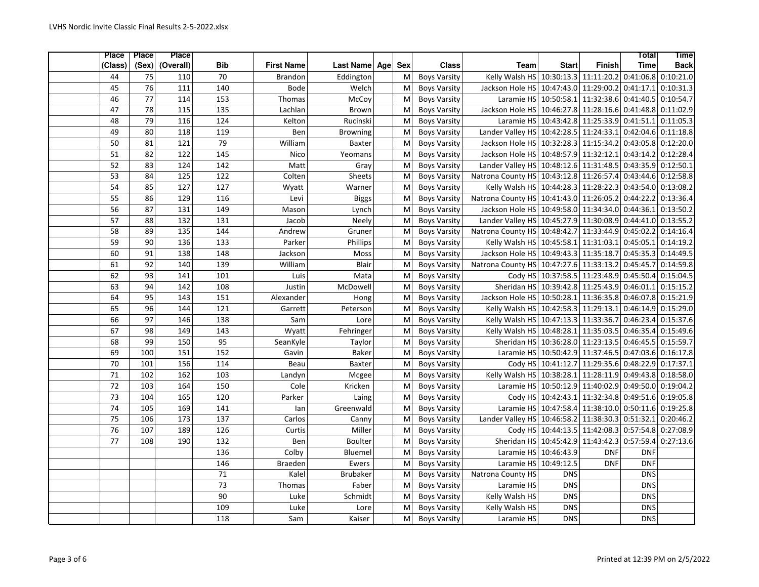| Place (Class) | Place (Sex) | Place (Overall) | Bib | First Name | Last Name | Age | Sex | Class | Team | Start | Finish | Total Time | Time Back |
|---|---|---|---|---|---|---|---|---|---|---|---|---|---|
| 44 | 75 | 110 | 70 | Brandon | Eddington | | M | Boys Varsity | Kelly Walsh HS | 10:30:13.3 | 11:11:20.2 | 0:41:06.8 | 0:10:21.0 |
| 45 | 76 | 111 | 140 | Bode | Welch | | M | Boys Varsity | Jackson Hole HS | 10:47:43.0 | 11:29:00.2 | 0:41:17.1 | 0:10:31.3 |
| 46 | 77 | 114 | 153 | Thomas | McCoy | | M | Boys Varsity | Laramie HS | 10:50:58.1 | 11:32:38.6 | 0:41:40.5 | 0:10:54.7 |
| 47 | 78 | 115 | 135 | Lachlan | Brown | | M | Boys Varsity | Jackson Hole HS | 10:46:27.8 | 11:28:16.6 | 0:41:48.8 | 0:11:02.9 |
| 48 | 79 | 116 | 124 | Kelton | Rucinski | | M | Boys Varsity | Laramie HS | 10:43:42.8 | 11:25:33.9 | 0:41:51.1 | 0:11:05.3 |
| 49 | 80 | 118 | 119 | Ben | Browning | | M | Boys Varsity | Lander Valley HS | 10:42:28.5 | 11:24:33.1 | 0:42:04.6 | 0:11:18.8 |
| 50 | 81 | 121 | 79 | William | Baxter | | M | Boys Varsity | Jackson Hole HS | 10:32:28.3 | 11:15:34.2 | 0:43:05.8 | 0:12:20.0 |
| 51 | 82 | 122 | 145 | Nico | Yeomans | | M | Boys Varsity | Jackson Hole HS | 10:48:57.9 | 11:32:12.1 | 0:43:14.2 | 0:12:28.4 |
| 52 | 83 | 124 | 142 | Matt | Gray | | M | Boys Varsity | Lander Valley HS | 10:48:12.6 | 11:31:48.5 | 0:43:35.9 | 0:12:50.1 |
| 53 | 84 | 125 | 122 | Colten | Sheets | | M | Boys Varsity | Natrona County HS | 10:43:12.8 | 11:26:57.4 | 0:43:44.6 | 0:12:58.8 |
| 54 | 85 | 127 | 127 | Wyatt | Warner | | M | Boys Varsity | Kelly Walsh HS | 10:44:28.3 | 11:28:22.3 | 0:43:54.0 | 0:13:08.2 |
| 55 | 86 | 129 | 116 | Levi | Biggs | | M | Boys Varsity | Natrona County HS | 10:41:43.0 | 11:26:05.2 | 0:44:22.2 | 0:13:36.4 |
| 56 | 87 | 131 | 149 | Mason | Lynch | | M | Boys Varsity | Jackson Hole HS | 10:49:58.0 | 11:34:34.0 | 0:44:36.1 | 0:13:50.2 |
| 57 | 88 | 132 | 131 | Jacob | Neely | | M | Boys Varsity | Lander Valley HS | 10:45:27.9 | 11:30:08.9 | 0:44:41.0 | 0:13:55.2 |
| 58 | 89 | 135 | 144 | Andrew | Gruner | | M | Boys Varsity | Natrona County HS | 10:48:42.7 | 11:33:44.9 | 0:45:02.2 | 0:14:16.4 |
| 59 | 90 | 136 | 133 | Parker | Phillips | | M | Boys Varsity | Kelly Walsh HS | 10:45:58.1 | 11:31:03.1 | 0:45:05.1 | 0:14:19.2 |
| 60 | 91 | 138 | 148 | Jackson | Moss | | M | Boys Varsity | Jackson Hole HS | 10:49:43.3 | 11:35:18.7 | 0:45:35.3 | 0:14:49.5 |
| 61 | 92 | 140 | 139 | William | Blair | | M | Boys Varsity | Natrona County HS | 10:47:27.6 | 11:33:13.2 | 0:45:45.7 | 0:14:59.8 |
| 62 | 93 | 141 | 101 | Luis | Mata | | M | Boys Varsity | Cody HS | 10:37:58.5 | 11:23:48.9 | 0:45:50.4 | 0:15:04.5 |
| 63 | 94 | 142 | 108 | Justin | McDowell | | M | Boys Varsity | Sheridan HS | 10:39:42.8 | 11:25:43.9 | 0:46:01.1 | 0:15:15.2 |
| 64 | 95 | 143 | 151 | Alexander | Hong | | M | Boys Varsity | Jackson Hole HS | 10:50:28.1 | 11:36:35.8 | 0:46:07.8 | 0:15:21.9 |
| 65 | 96 | 144 | 121 | Garrett | Peterson | | M | Boys Varsity | Kelly Walsh HS | 10:42:58.3 | 11:29:13.1 | 0:46:14.9 | 0:15:29.0 |
| 66 | 97 | 146 | 138 | Sam | Lore | | M | Boys Varsity | Kelly Walsh HS | 10:47:13.3 | 11:33:36.7 | 0:46:23.4 | 0:15:37.6 |
| 67 | 98 | 149 | 143 | Wyatt | Fehringer | | M | Boys Varsity | Kelly Walsh HS | 10:48:28.1 | 11:35:03.5 | 0:46:35.4 | 0:15:49.6 |
| 68 | 99 | 150 | 95 | SeanKyle | Taylor | | M | Boys Varsity | Sheridan HS | 10:36:28.0 | 11:23:13.5 | 0:46:45.5 | 0:15:59.7 |
| 69 | 100 | 151 | 152 | Gavin | Baker | | M | Boys Varsity | Laramie HS | 10:50:42.9 | 11:37:46.5 | 0:47:03.6 | 0:16:17.8 |
| 70 | 101 | 156 | 114 | Beau | Baxter | | M | Boys Varsity | Cody HS | 10:41:12.7 | 11:29:35.6 | 0:48:22.9 | 0:17:37.1 |
| 71 | 102 | 162 | 103 | Landyn | Mcgee | | M | Boys Varsity | Kelly Walsh HS | 10:38:28.1 | 11:28:11.9 | 0:49:43.8 | 0:18:58.0 |
| 72 | 103 | 164 | 150 | Cole | Kricken | | M | Boys Varsity | Laramie HS | 10:50:12.9 | 11:40:02.9 | 0:49:50.0 | 0:19:04.2 |
| 73 | 104 | 165 | 120 | Parker | Laing | | M | Boys Varsity | Cody HS | 10:42:43.1 | 11:32:34.8 | 0:49:51.6 | 0:19:05.8 |
| 74 | 105 | 169 | 141 | Ian | Greenwald | | M | Boys Varsity | Laramie HS | 10:47:58.4 | 11:38:10.0 | 0:50:11.6 | 0:19:25.8 |
| 75 | 106 | 173 | 137 | Carlos | Canny | | M | Boys Varsity | Lander Valley HS | 10:46:58.2 | 11:38:30.3 | 0:51:32.1 | 0:20:46.2 |
| 76 | 107 | 189 | 126 | Curtis | Miller | | M | Boys Varsity | Cody HS | 10:44:13.5 | 11:42:08.3 | 0:57:54.8 | 0:27:08.9 |
| 77 | 108 | 190 | 132 | Ben | Boulter | | M | Boys Varsity | Sheridan HS | 10:45:42.9 | 11:43:42.3 | 0:57:59.4 | 0:27:13.6 |
| | | | 136 | Colby | Bluemel | | M | Boys Varsity | Laramie HS | 10:46:43.9 | DNF | DNF | |
| | | | 146 | Braeden | Ewers | | M | Boys Varsity | Laramie HS | 10:49:12.5 | DNF | DNF | |
| | | | 71 | Kalel | Brubaker | | M | Boys Varsity | Natrona County HS | DNS | | DNS | |
| | | | 73 | Thomas | Faber | | M | Boys Varsity | Laramie HS | DNS | | DNS | |
| | | | 90 | Luke | Schmidt | | M | Boys Varsity | Kelly Walsh HS | DNS | | DNS | |
| | | | 109 | Luke | Lore | | M | Boys Varsity | Kelly Walsh HS | DNS | | DNS | |
| | | | 118 | Sam | Kaiser | | M | Boys Varsity | Laramie HS | DNS | | DNS | |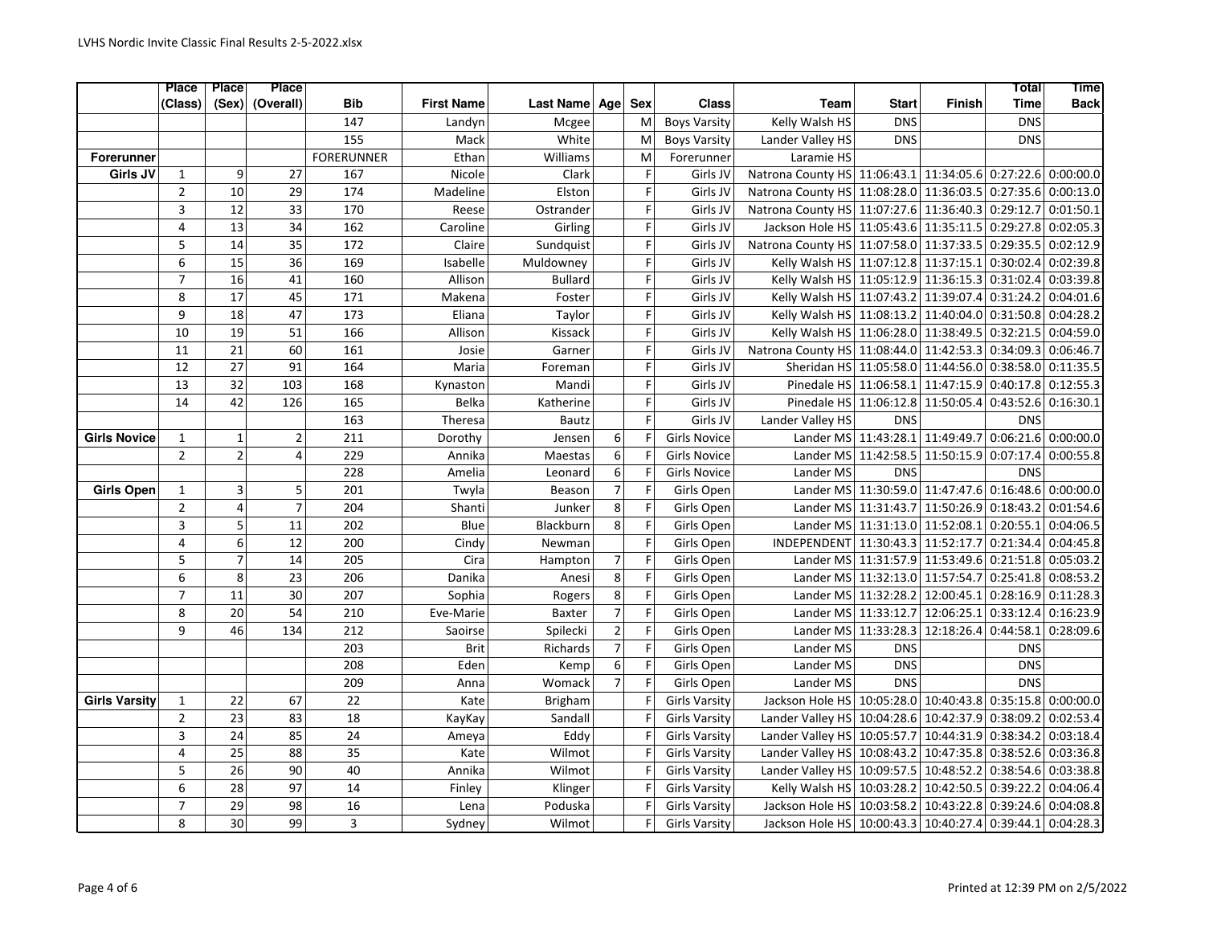| | Place (Class) | Place (Sex) | Place (Overall) | Bib | First Name | Last Name | Age | Sex | Class | Team | Start | Finish | Total Time | Time Back |
|---|---|---|---|---|---|---|---|---|---|---|---|---|---|---|
| | | | | 147 | Landyn | Mcgee | | M | Boys Varsity | Kelly Walsh HS | DNS | | DNS | |
| | | | | 155 | Mack | White | | M | Boys Varsity | Lander Valley HS | DNS | | DNS | |
| **Forerunner** | | | | FORERUNNER | Ethan | Williams | | M | Forerunner | Laramie HS | | | | |
| **Girls JV** | 1 | 9 | 27 | 167 | Nicole | Clark | | F | Girls JV | Natrona County HS | 11:06:43.1 | 11:34:05.6 | 0:27:22.6 | 0:00:00.0 |
| | 2 | 10 | 29 | 174 | Madeline | Elston | | F | Girls JV | Natrona County HS | 11:08:28.0 | 11:36:03.5 | 0:27:35.6 | 0:00:13.0 |
| | 3 | 12 | 33 | 170 | Reese | Ostrander | | F | Girls JV | Natrona County HS | 11:07:27.6 | 11:36:40.3 | 0:29:12.7 | 0:01:50.1 |
| | 4 | 13 | 34 | 162 | Caroline | Girling | | F | Girls JV | Jackson Hole HS | 11:05:43.6 | 11:35:11.5 | 0:29:27.8 | 0:02:05.3 |
| | 5 | 14 | 35 | 172 | Claire | Sundquist | | F | Girls JV | Natrona County HS | 11:07:58.0 | 11:37:33.5 | 0:29:35.5 | 0:02:12.9 |
| | 6 | 15 | 36 | 169 | Isabelle | Muldowney | | F | Girls JV | Kelly Walsh HS | 11:07:12.8 | 11:37:15.1 | 0:30:02.4 | 0:02:39.8 |
| | 7 | 16 | 41 | 160 | Allison | Bullard | | F | Girls JV | Kelly Walsh HS | 11:05:12.9 | 11:36:15.3 | 0:31:02.4 | 0:03:39.8 |
| | 8 | 17 | 45 | 171 | Makena | Foster | | F | Girls JV | Kelly Walsh HS | 11:07:43.2 | 11:39:07.4 | 0:31:24.2 | 0:04:01.6 |
| | 9 | 18 | 47 | 173 | Eliana | Taylor | | F | Girls JV | Kelly Walsh HS | 11:08:13.2 | 11:40:04.0 | 0:31:50.8 | 0:04:28.2 |
| | 10 | 19 | 51 | 166 | Allison | Kissack | | F | Girls JV | Kelly Walsh HS | 11:06:28.0 | 11:38:49.5 | 0:32:21.5 | 0:04:59.0 |
| | 11 | 21 | 60 | 161 | Josie | Garner | | F | Girls JV | Natrona County HS | 11:08:44.0 | 11:42:53.3 | 0:34:09.3 | 0:06:46.7 |
| | 12 | 27 | 91 | 164 | Maria | Foreman | | F | Girls JV | Sheridan HS | 11:05:58.0 | 11:44:56.0 | 0:38:58.0 | 0:11:35.5 |
| | 13 | 32 | 103 | 168 | Kynaston | Mandi | | F | Girls JV | Pinedale HS | 11:06:58.1 | 11:47:15.9 | 0:40:17.8 | 0:12:55.3 |
| | 14 | 42 | 126 | 165 | Belka | Katherine | | F | Girls JV | Pinedale HS | 11:06:12.8 | 11:50:05.4 | 0:43:52.6 | 0:16:30.1 |
| | | | | 163 | Theresa | Bautz | | F | Girls JV | Lander Valley HS | DNS | | DNS | |
| **Girls Novice** | 1 | 1 | 2 | 211 | Dorothy | Jensen | 6 | F | Girls Novice | Lander MS | 11:43:28.1 | 11:49:49.7 | 0:06:21.6 | 0:00:00.0 |
| | 2 | 2 | 4 | 229 | Annika | Maestas | 6 | F | Girls Novice | Lander MS | 11:42:58.5 | 11:50:15.9 | 0:07:17.4 | 0:00:55.8 |
| | | | | 228 | Amelia | Leonard | 6 | F | Girls Novice | Lander MS | DNS | | DNS | |
| **Girls Open** | 1 | 3 | 5 | 201 | Twyla | Beason | 7 | F | Girls Open | Lander MS | 11:30:59.0 | 11:47:47.6 | 0:16:48.6 | 0:00:00.0 |
| | 2 | 4 | 7 | 204 | Shanti | Junker | 8 | F | Girls Open | Lander MS | 11:31:43.7 | 11:50:26.9 | 0:18:43.2 | 0:01:54.6 |
| | 3 | 5 | 11 | 202 | Blue | Blackburn | 8 | F | Girls Open | Lander MS | 11:31:13.0 | 11:52:08.1 | 0:20:55.1 | 0:04:06.5 |
| | 4 | 6 | 12 | 200 | Cindy | Newman | | F | Girls Open | INDEPENDENT | 11:30:43.3 | 11:52:17.7 | 0:21:34.4 | 0:04:45.8 |
| | 5 | 7 | 14 | 205 | Cira | Hampton | 7 | F | Girls Open | Lander MS | 11:31:57.9 | 11:53:49.6 | 0:21:51.8 | 0:05:03.2 |
| | 6 | 8 | 23 | 206 | Danika | Anesi | 8 | F | Girls Open | Lander MS | 11:32:13.0 | 11:57:54.7 | 0:25:41.8 | 0:08:53.2 |
| | 7 | 11 | 30 | 207 | Sophia | Rogers | 8 | F | Girls Open | Lander MS | 11:32:28.2 | 12:00:45.1 | 0:28:16.9 | 0:11:28.3 |
| | 8 | 20 | 54 | 210 | Eve-Marie | Baxter | 7 | F | Girls Open | Lander MS | 11:33:12.7 | 12:06:25.1 | 0:33:12.4 | 0:16:23.9 |
| | 9 | 46 | 134 | 212 | Saoirse | Spilecki | 2 | F | Girls Open | Lander MS | 11:33:28.3 | 12:18:26.4 | 0:44:58.1 | 0:28:09.6 |
| | | | | 203 | Brit | Richards | 7 | F | Girls Open | Lander MS | DNS | | DNS | |
| | | | | 208 | Eden | Kemp | 6 | F | Girls Open | Lander MS | DNS | | DNS | |
| | | | | 209 | Anna | Womack | 7 | F | Girls Open | Lander MS | DNS | | DNS | |
| **Girls Varsity** | 1 | 22 | 67 | 22 | Kate | Brigham | | F | Girls Varsity | Jackson Hole HS | 10:05:28.0 | 10:40:43.8 | 0:35:15.8 | 0:00:00.0 |
| | 2 | 23 | 83 | 18 | KayKay | Sandall | | F | Girls Varsity | Lander Valley HS | 10:04:28.6 | 10:42:37.9 | 0:38:09.2 | 0:02:53.4 |
| | 3 | 24 | 85 | 24 | Ameya | Eddy | | F | Girls Varsity | Lander Valley HS | 10:05:57.7 | 10:44:31.9 | 0:38:34.2 | 0:03:18.4 |
| | 4 | 25 | 88 | 35 | Kate | Wilmot | | F | Girls Varsity | Lander Valley HS | 10:08:43.2 | 10:47:35.8 | 0:38:52.6 | 0:03:36.8 |
| | 5 | 26 | 90 | 40 | Annika | Wilmot | | F | Girls Varsity | Lander Valley HS | 10:09:57.5 | 10:48:52.2 | 0:38:54.6 | 0:03:38.8 |
| | 6 | 28 | 97 | 14 | Finley | Klinger | | F | Girls Varsity | Kelly Walsh HS | 10:03:28.2 | 10:42:50.5 | 0:39:22.2 | 0:04:06.4 |
| | 7 | 29 | 98 | 16 | Lena | Poduska | | F | Girls Varsity | Jackson Hole HS | 10:03:58.2 | 10:43:22.8 | 0:39:24.6 | 0:04:08.8 |
| | 8 | 30 | 99 | 3 | Sydney | Wilmot | | F | Girls Varsity | Jackson Hole HS | 10:00:43.3 | 10:40:27.4 | 0:39:44.1 | 0:04:28.3 |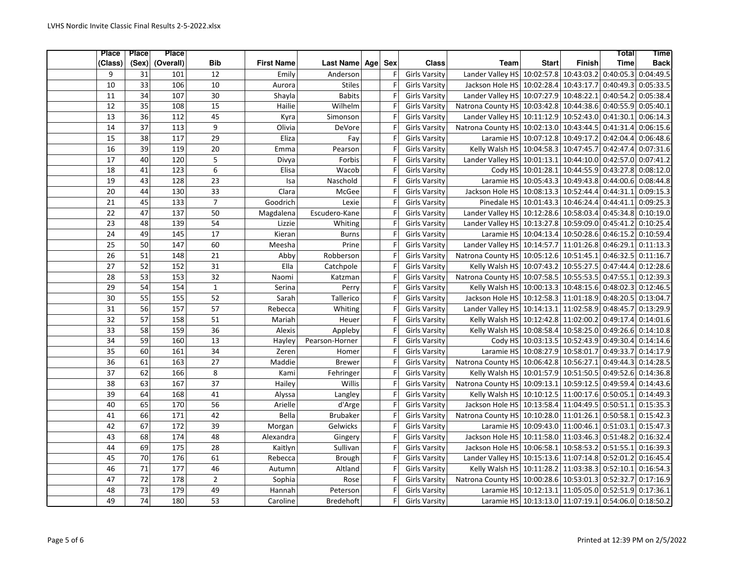| Place (Class) | Place (Sex) | Place (Overall) | Bib | First Name | Last Name | Age | Sex | Class | Team | Start | Finish | Total Time | Time Back |
|---|---|---|---|---|---|---|---|---|---|---|---|---|---|
| 9 | 31 | 101 | 12 | Emily | Anderson | | F | Girls Varsity | Lander Valley HS | 10:02:57.8 | 10:43:03.2 | 0:40:05.3 | 0:04:49.5 |
| 10 | 33 | 106 | 10 | Aurora | Stiles | | F | Girls Varsity | Jackson Hole HS | 10:02:28.4 | 10:43:17.7 | 0:40:49.3 | 0:05:33.5 |
| 11 | 34 | 107 | 30 | Shayla | Babits | | F | Girls Varsity | Lander Valley HS | 10:07:27.9 | 10:48:22.1 | 0:40:54.2 | 0:05:38.4 |
| 12 | 35 | 108 | 15 | Hailie | Wilhelm | | F | Girls Varsity | Natrona County HS | 10:03:42.8 | 10:44:38.6 | 0:40:55.9 | 0:05:40.1 |
| 13 | 36 | 112 | 45 | Kyra | Simonson | | F | Girls Varsity | Lander Valley HS | 10:11:12.9 | 10:52:43.0 | 0:41:30.1 | 0:06:14.3 |
| 14 | 37 | 113 | 9 | Olivia | DeVore | | F | Girls Varsity | Natrona County HS | 10:02:13.0 | 10:43:44.5 | 0:41:31.4 | 0:06:15.6 |
| 15 | 38 | 117 | 29 | Eliza | Fay | | F | Girls Varsity | Laramie HS | 10:07:12.8 | 10:49:17.2 | 0:42:04.4 | 0:06:48.6 |
| 16 | 39 | 119 | 20 | Emma | Pearson | | F | Girls Varsity | Kelly Walsh HS | 10:04:58.3 | 10:47:45.7 | 0:42:47.4 | 0:07:31.6 |
| 17 | 40 | 120 | 5 | Divya | Forbis | | F | Girls Varsity | Lander Valley HS | 10:01:13.1 | 10:44:10.0 | 0:42:57.0 | 0:07:41.2 |
| 18 | 41 | 123 | 6 | Elisa | Wacob | | F | Girls Varsity | Cody HS | 10:01:28.1 | 10:44:55.9 | 0:43:27.8 | 0:08:12.0 |
| 19 | 43 | 128 | 23 | Isa | Naschold | | F | Girls Varsity | Laramie HS | 10:05:43.3 | 10:49:43.8 | 0:44:00.6 | 0:08:44.8 |
| 20 | 44 | 130 | 33 | Clara | McGee | | F | Girls Varsity | Jackson Hole HS | 10:08:13.3 | 10:52:44.4 | 0:44:31.1 | 0:09:15.3 |
| 21 | 45 | 133 | 7 | Goodrich | Lexie | | F | Girls Varsity | Pinedale HS | 10:01:43.3 | 10:46:24.4 | 0:44:41.1 | 0:09:25.3 |
| 22 | 47 | 137 | 50 | Magdalena | Escudero-Kane | | F | Girls Varsity | Lander Valley HS | 10:12:28.6 | 10:58:03.4 | 0:45:34.8 | 0:10:19.0 |
| 23 | 48 | 139 | 54 | Lizzie | Whiting | | F | Girls Varsity | Lander Valley HS | 10:13:27.8 | 10:59:09.0 | 0:45:41.2 | 0:10:25.4 |
| 24 | 49 | 145 | 17 | Kieran | Burns | | F | Girls Varsity | Laramie HS | 10:04:13.4 | 10:50:28.6 | 0:46:15.2 | 0:10:59.4 |
| 25 | 50 | 147 | 60 | Meesha | Prine | | F | Girls Varsity | Lander Valley HS | 10:14:57.7 | 11:01:26.8 | 0:46:29.1 | 0:11:13.3 |
| 26 | 51 | 148 | 21 | Abby | Robberson | | F | Girls Varsity | Natrona County HS | 10:05:12.6 | 10:51:45.1 | 0:46:32.5 | 0:11:16.7 |
| 27 | 52 | 152 | 31 | Ella | Catchpole | | F | Girls Varsity | Kelly Walsh HS | 10:07:43.2 | 10:55:27.5 | 0:47:44.4 | 0:12:28.6 |
| 28 | 53 | 153 | 32 | Naomi | Katzman | | F | Girls Varsity | Natrona County HS | 10:07:58.5 | 10:55:53.5 | 0:47:55.1 | 0:12:39.3 |
| 29 | 54 | 154 | 1 | Serina | Perry | | F | Girls Varsity | Kelly Walsh HS | 10:00:13.3 | 10:48:15.6 | 0:48:02.3 | 0:12:46.5 |
| 30 | 55 | 155 | 52 | Sarah | Tallerico | | F | Girls Varsity | Jackson Hole HS | 10:12:58.3 | 11:01:18.9 | 0:48:20.5 | 0:13:04.7 |
| 31 | 56 | 157 | 57 | Rebecca | Whiting | | F | Girls Varsity | Lander Valley HS | 10:14:13.1 | 11:02:58.9 | 0:48:45.7 | 0:13:29.9 |
| 32 | 57 | 158 | 51 | Mariah | Heuer | | F | Girls Varsity | Kelly Walsh HS | 10:12:42.8 | 11:02:00.2 | 0:49:17.4 | 0:14:01.6 |
| 33 | 58 | 159 | 36 | Alexis | Appleby | | F | Girls Varsity | Kelly Walsh HS | 10:08:58.4 | 10:58:25.0 | 0:49:26.6 | 0:14:10.8 |
| 34 | 59 | 160 | 13 | Hayley | Pearson-Horner | | F | Girls Varsity | Cody HS | 10:03:13.5 | 10:52:43.9 | 0:49:30.4 | 0:14:14.6 |
| 35 | 60 | 161 | 34 | Zeren | Homer | | F | Girls Varsity | Laramie HS | 10:08:27.9 | 10:58:01.7 | 0:49:33.7 | 0:14:17.9 |
| 36 | 61 | 163 | 27 | Maddie | Brewer | | F | Girls Varsity | Natrona County HS | 10:06:42.8 | 10:56:27.1 | 0:49:44.3 | 0:14:28.5 |
| 37 | 62 | 166 | 8 | Kami | Fehringer | | F | Girls Varsity | Kelly Walsh HS | 10:01:57.9 | 10:51:50.5 | 0:49:52.6 | 0:14:36.8 |
| 38 | 63 | 167 | 37 | Hailey | Willis | | F | Girls Varsity | Natrona County HS | 10:09:13.1 | 10:59:12.5 | 0:49:59.4 | 0:14:43.6 |
| 39 | 64 | 168 | 41 | Alyssa | Langley | | F | Girls Varsity | Kelly Walsh HS | 10:10:12.5 | 11:00:17.6 | 0:50:05.1 | 0:14:49.3 |
| 40 | 65 | 170 | 56 | Arielle | d'Arge | | F | Girls Varsity | Jackson Hole HS | 10:13:58.4 | 11:04:49.5 | 0:50:51.1 | 0:15:35.3 |
| 41 | 66 | 171 | 42 | Bella | Brubaker | | F | Girls Varsity | Natrona County HS | 10:10:28.0 | 11:01:26.1 | 0:50:58.1 | 0:15:42.3 |
| 42 | 67 | 172 | 39 | Morgan | Gelwicks | | F | Girls Varsity | Laramie HS | 10:09:43.0 | 11:00:46.1 | 0:51:03.1 | 0:15:47.3 |
| 43 | 68 | 174 | 48 | Alexandra | Gingery | | F | Girls Varsity | Jackson Hole HS | 10:11:58.0 | 11:03:46.3 | 0:51:48.2 | 0:16:32.4 |
| 44 | 69 | 175 | 28 | Kaitlyn | Sullivan | | F | Girls Varsity | Jackson Hole HS | 10:06:58.1 | 10:58:53.2 | 0:51:55.1 | 0:16:39.3 |
| 45 | 70 | 176 | 61 | Rebecca | Brough | | F | Girls Varsity | Lander Valley HS | 10:15:13.6 | 11:07:14.8 | 0:52:01.2 | 0:16:45.4 |
| 46 | 71 | 177 | 46 | Autumn | Altland | | F | Girls Varsity | Kelly Walsh HS | 10:11:28.2 | 11:03:38.3 | 0:52:10.1 | 0:16:54.3 |
| 47 | 72 | 178 | 2 | Sophia | Rose | | F | Girls Varsity | Natrona County HS | 10:00:28.6 | 10:53:01.3 | 0:52:32.7 | 0:17:16.9 |
| 48 | 73 | 179 | 49 | Hannah | Peterson | | F | Girls Varsity | Laramie HS | 10:12:13.1 | 11:05:05.0 | 0:52:51.9 | 0:17:36.1 |
| 49 | 74 | 180 | 53 | Caroline | Bredehoft | | F | Girls Varsity | Laramie HS | 10:13:13.0 | 11:07:19.1 | 0:54:06.0 | 0:18:50.2 |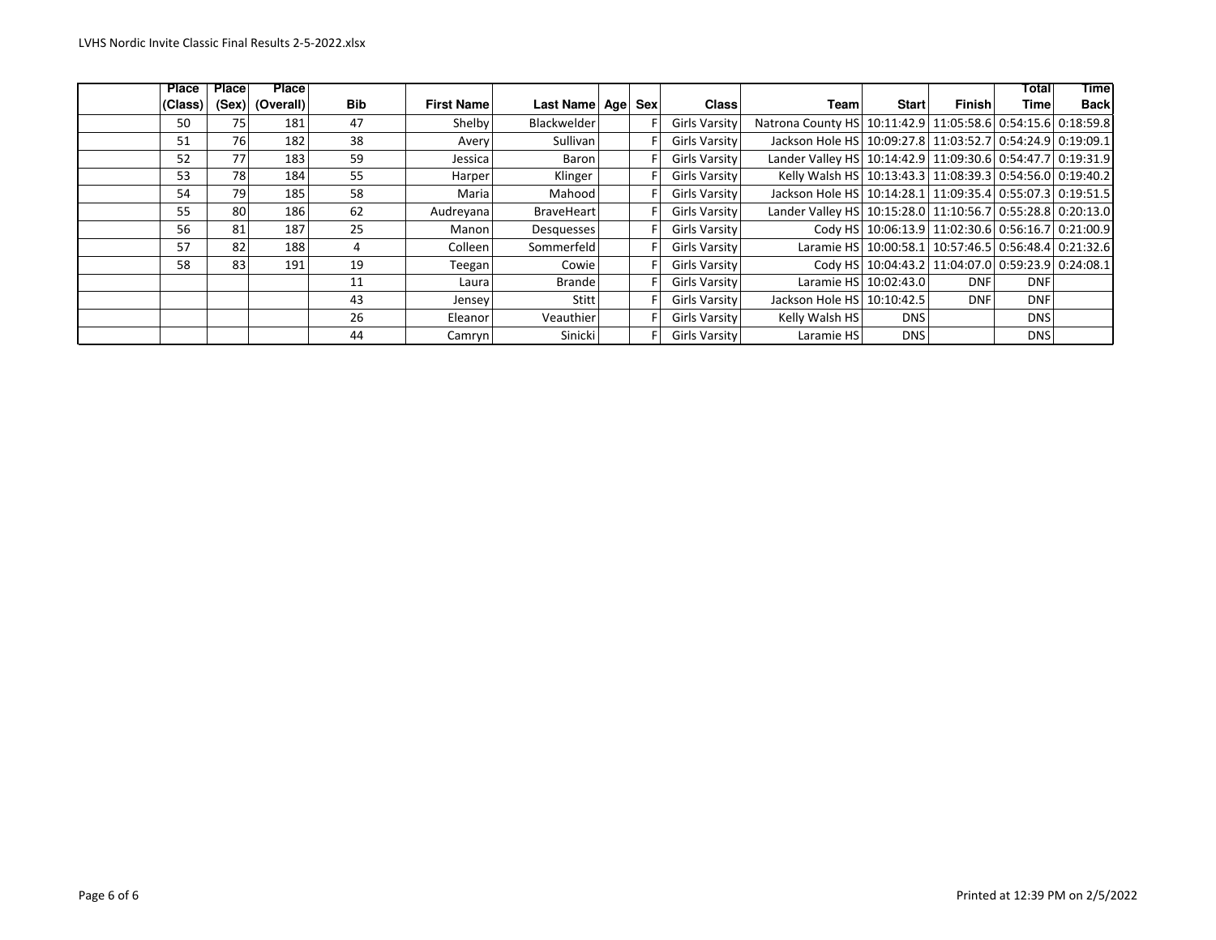| | Place (Class) | Place (Sex) | Place (Overall) | Bib | First Name | Last Name | Age | Sex | Class | Team | Start | Finish | Total Time | Time Back |
|---|---|---|---|---|---|---|---|---|---|---|---|---|---|---|
| | 50 | 75 | 181 | 47 | Shelby | Blackwelder | | F | Girls Varsity | Natrona County HS | 10:11:42.9 | 11:05:58.6 | 0:54:15.6 | 0:18:59.8 |
| | 51 | 76 | 182 | 38 | Avery | Sullivan | | F | Girls Varsity | Jackson Hole HS | 10:09:27.8 | 11:03:52.7 | 0:54:24.9 | 0:19:09.1 |
| | 52 | 77 | 183 | 59 | Jessica | Baron | | F | Girls Varsity | Lander Valley HS | 10:14:42.9 | 11:09:30.6 | 0:54:47.7 | 0:19:31.9 |
| | 53 | 78 | 184 | 55 | Harper | Klinger | | F | Girls Varsity | Kelly Walsh HS | 10:13:43.3 | 11:08:39.3 | 0:54:56.0 | 0:19:40.2 |
| | 54 | 79 | 185 | 58 | Maria | Mahood | | F | Girls Varsity | Jackson Hole HS | 10:14:28.1 | 11:09:35.4 | 0:55:07.3 | 0:19:51.5 |
| | 55 | 80 | 186 | 62 | Audreyana | BraveHeart | | F | Girls Varsity | Lander Valley HS | 10:15:28.0 | 11:10:56.7 | 0:55:28.8 | 0:20:13.0 |
| | 56 | 81 | 187 | 25 | Manon | Desquesses | | F | Girls Varsity | Cody HS | 10:06:13.9 | 11:02:30.6 | 0:56:16.7 | 0:21:00.9 |
| | 57 | 82 | 188 | 4 | Colleen | Sommerfeld | | F | Girls Varsity | Laramie HS | 10:00:58.1 | 10:57:46.5 | 0:56:48.4 | 0:21:32.6 |
| | 58 | 83 | 191 | 19 | Teegan | Cowie | | F | Girls Varsity | Cody HS | 10:04:43.2 | 11:04:07.0 | 0:59:23.9 | 0:24:08.1 |
| | | | | 11 | Laura | Brande | | F | Girls Varsity | Laramie HS | 10:02:43.0 | DNF | DNF | |
| | | | | 43 | Jensey | Stitt | | F | Girls Varsity | Jackson Hole HS | 10:10:42.5 | DNF | DNF | |
| | | | | 26 | Eleanor | Veauthier | | F | Girls Varsity | Kelly Walsh HS | DNS | | DNS | |
| | | | | 44 | Camryn | Sinicki | | F | Girls Varsity | Laramie HS | DNS | | DNS | |